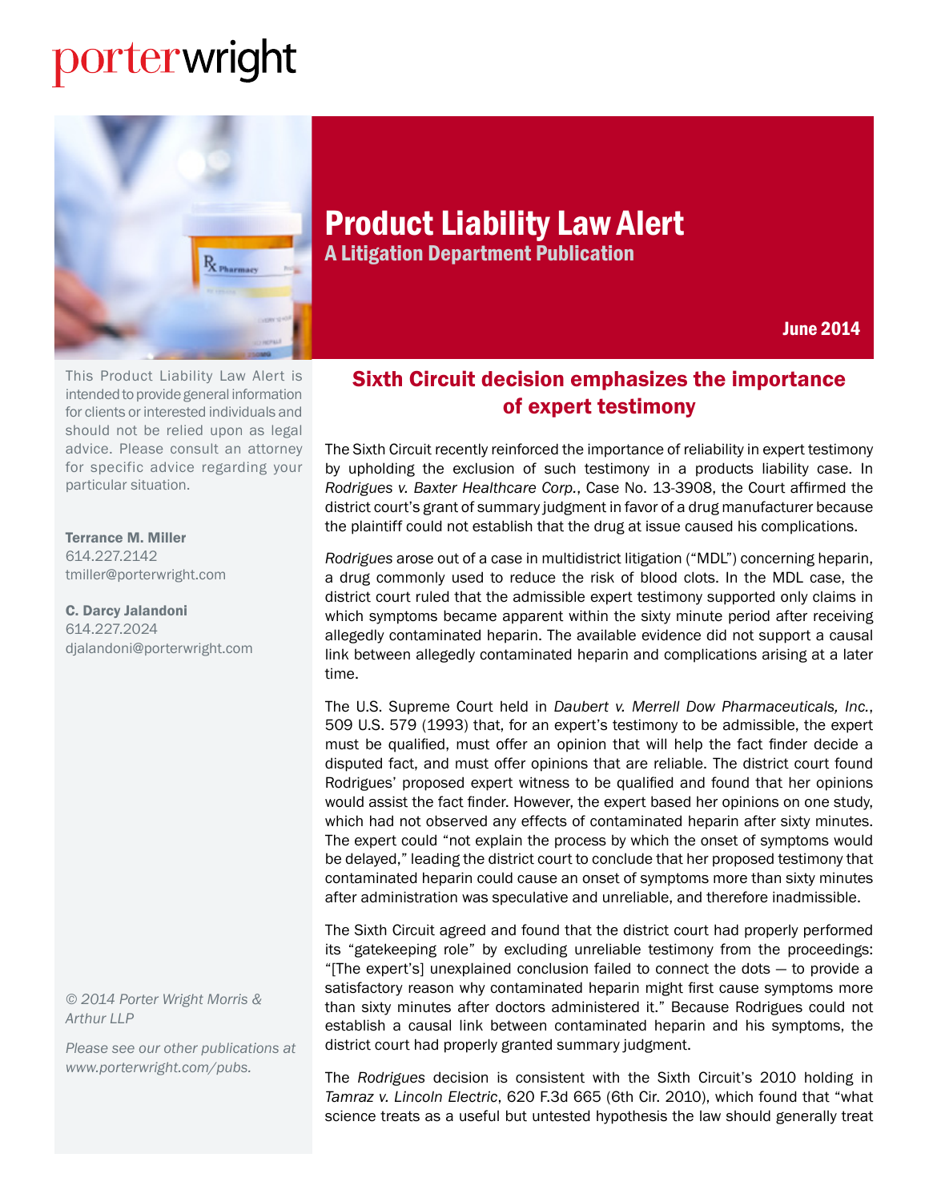porterwright

# Product Liability Law Alert

A Litigation Department Publication

June 2014

This Product Liability Law Alert is intended to provide general information for clients or interested individuals and should not be relied upon as legal advice. Please consult an attorney for specific advice regarding your particular situation.

**Terrance M. Miller**
614.227.2142
tmiller@porterwright.com

**C. Darcy Jalandoni**
614.227.2024
djalandoni@porterwright.com

*© 2014 Porter Wright Morris & Arthur LLP*

*Please see our other publications at www.porterwright.com/pubs.*

## Sixth Circuit decision emphasizes the importance of expert testimony

The Sixth Circuit recently reinforced the importance of reliability in expert testimony by upholding the exclusion of such testimony in a products liability case. In *Rodrigues v. Baxter Healthcare Corp.*, Case No. 13-3908, the Court affirmed the district court's grant of summary judgment in favor of a drug manufacturer because the plaintiff could not establish that the drug at issue caused his complications.

*Rodrigues* arose out of a case in multidistrict litigation ("MDL") concerning heparin, a drug commonly used to reduce the risk of blood clots. In the MDL case, the district court ruled that the admissible expert testimony supported only claims in which symptoms became apparent within the sixty minute period after receiving allegedly contaminated heparin. The available evidence did not support a causal link between allegedly contaminated heparin and complications arising at a later time.

The U.S. Supreme Court held in *Daubert v. Merrell Dow Pharmaceuticals, Inc.*, 509 U.S. 579 (1993) that, for an expert's testimony to be admissible, the expert must be qualified, must offer an opinion that will help the fact finder decide a disputed fact, and must offer opinions that are reliable. The district court found Rodrigues' proposed expert witness to be qualified and found that her opinions would assist the fact finder. However, the expert based her opinions on one study, which had not observed any effects of contaminated heparin after sixty minutes. The expert could "not explain the process by which the onset of symptoms would be delayed," leading the district court to conclude that her proposed testimony that contaminated heparin could cause an onset of symptoms more than sixty minutes after administration was speculative and unreliable, and therefore inadmissible.

The Sixth Circuit agreed and found that the district court had properly performed its "gatekeeping role" by excluding unreliable testimony from the proceedings: "[The expert's] unexplained conclusion failed to connect the dots — to provide a satisfactory reason why contaminated heparin might first cause symptoms more than sixty minutes after doctors administered it." Because Rodrigues could not establish a causal link between contaminated heparin and his symptoms, the district court had properly granted summary judgment.

The *Rodrigues* decision is consistent with the Sixth Circuit's 2010 holding in *Tamraz v. Lincoln Electric*, 620 F.3d 665 (6th Cir. 2010), which found that "what science treats as a useful but untested hypothesis the law should generally treat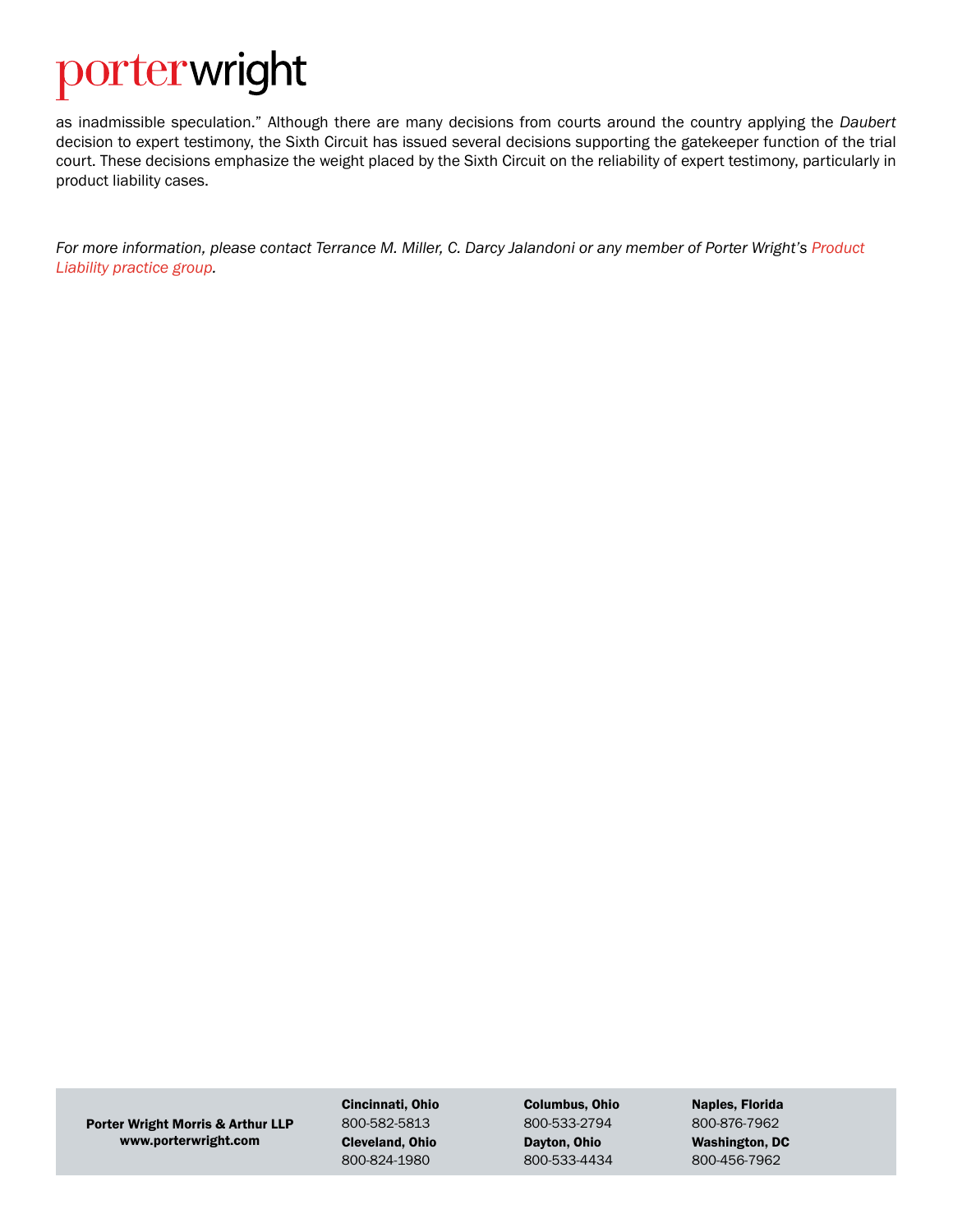as inadmissible speculation." Although there are many decisions from courts around the country applying the *Daubert* decision to expert testimony, the Sixth Circuit has issued several decisions supporting the gatekeeper function of the trial court. These decisions emphasize the weight placed by the Sixth Circuit on the reliability of expert testimony, particularly in product liability cases.

*For more information, please contact Terrance M. Miller, C. Darcy Jalandoni or any member of Porter Wright's Product Liability practice group.*

**Porter Wright Morris & Arthur LLP**
**www.porterwright.com**

**Cincinnati, Ohio**
800-582-5813
**Cleveland, Ohio**
800-824-1980
**Columbus, Ohio**
800-533-2794
**Dayton, Ohio**
800-533-4434
**Naples, Florida**
800-876-7962
**Washington, DC**
800-456-7962